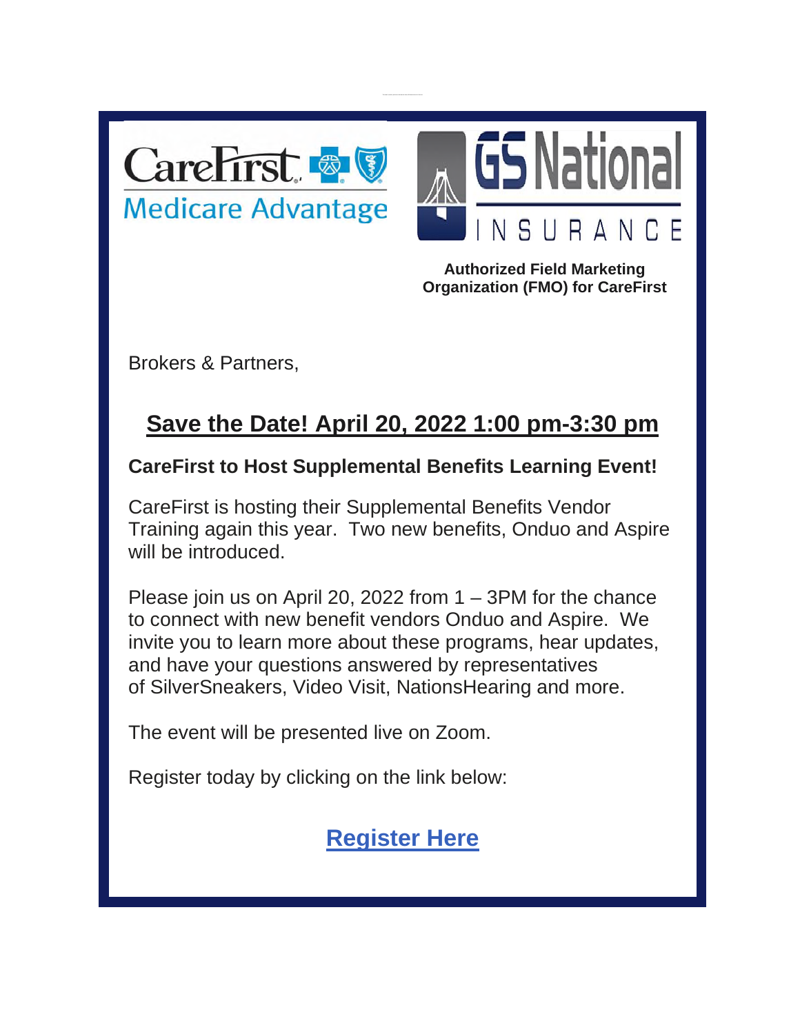CareFirst Medicare Advantage

GS National INSURANCE

**Authorized Field Marketing Organization (FMO) for CareFirst**

Brokers & Partners,

## Save the Date! April 20, 2022 1:00 pm-3:30 pm

**CareFirst to Host Supplemental Benefits Learning Event!**

CareFirst is hosting their Supplemental Benefits Vendor Training again this year. Two new benefits, Onduo and Aspire will be introduced.

Please join us on April 20, 2022 from 1 – 3PM for the chance to connect with new benefit vendors Onduo and Aspire. We invite you to learn more about these programs, hear updates, and have your questions answered by representatives of SilverSneakers, Video Visit, NationsHearing and more.

The event will be presented live on Zoom.

Register today by clicking on the link below:

**Register Here**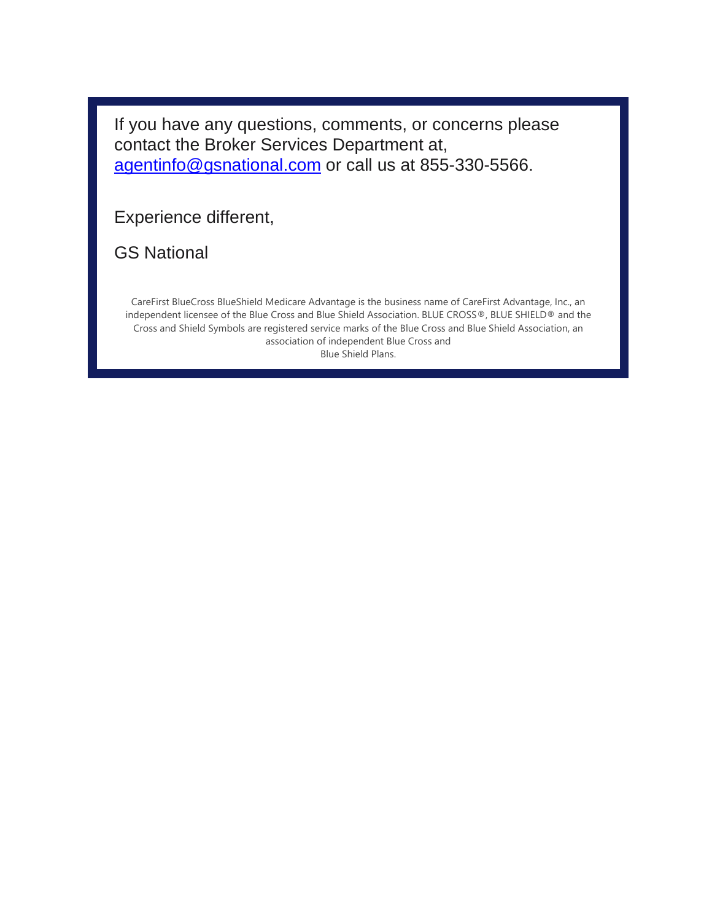If you have any questions, comments, or concerns please contact the Broker Services Department at, [agentinfo@gsnational.com](mailto:agentinfo@gsnational.com) or call us at 855-330-5566.

Experience different,

GS National

CareFirst BlueCross BlueShield Medicare Advantage is the business name of CareFirst Advantage, Inc., an independent licensee of the Blue Cross and Blue Shield Association. BLUE CROSS®, BLUE SHIELD® and the Cross and Shield Symbols are registered service marks of the Blue Cross and Blue Shield Association, an association of independent Blue Cross and Blue Shield Plans.